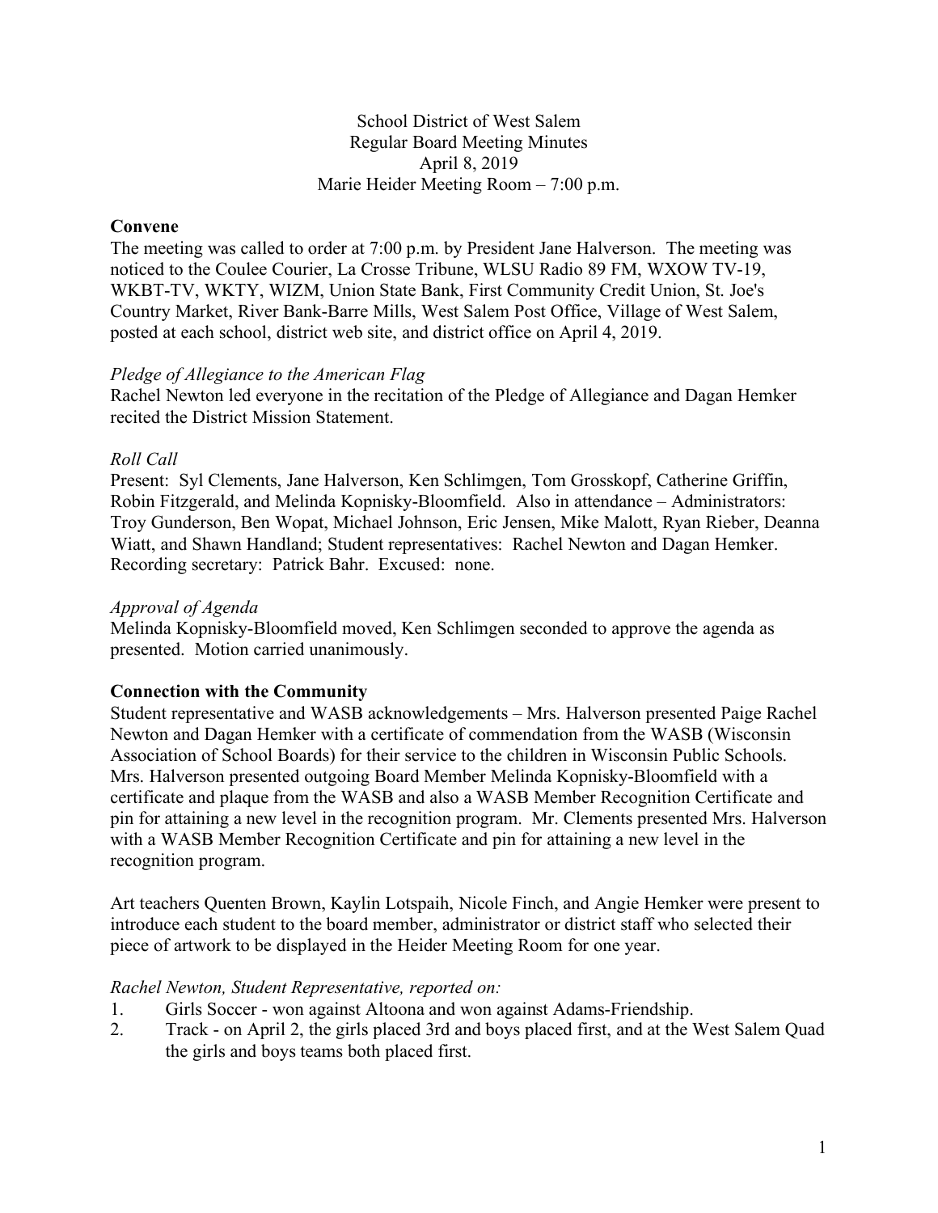School District of West Salem
Regular Board Meeting Minutes
April 8, 2019
Marie Heider Meeting Room – 7:00 p.m.

**Convene**

The meeting was called to order at 7:00 p.m. by President Jane Halverson. The meeting was noticed to the Coulee Courier, La Crosse Tribune, WLSU Radio 89 FM, WXOW TV-19, WKBT-TV, WKTY, WIZM, Union State Bank, First Community Credit Union, St. Joe's Country Market, River Bank-Barre Mills, West Salem Post Office, Village of West Salem, posted at each school, district web site, and district office on April 4, 2019.

*Pledge of Allegiance to the American Flag*

Rachel Newton led everyone in the recitation of the Pledge of Allegiance and Dagan Hemker recited the District Mission Statement.

*Roll Call*

Present: Syl Clements, Jane Halverson, Ken Schlimgen, Tom Grosskopf, Catherine Griffin, Robin Fitzgerald, and Melinda Kopnisky-Bloomfield. Also in attendance – Administrators: Troy Gunderson, Ben Wopat, Michael Johnson, Eric Jensen, Mike Malott, Ryan Rieber, Deanna Wiatt, and Shawn Handland; Student representatives: Rachel Newton and Dagan Hemker. Recording secretary: Patrick Bahr. Excused: none.

*Approval of Agenda*

Melinda Kopnisky-Bloomfield moved, Ken Schlimgen seconded to approve the agenda as presented. Motion carried unanimously.

**Connection with the Community**

Student representative and WASB acknowledgements – Mrs. Halverson presented Paige Rachel Newton and Dagan Hemker with a certificate of commendation from the WASB (Wisconsin Association of School Boards) for their service to the children in Wisconsin Public Schools. Mrs. Halverson presented outgoing Board Member Melinda Kopnisky-Bloomfield with a certificate and plaque from the WASB and also a WASB Member Recognition Certificate and pin for attaining a new level in the recognition program. Mr. Clements presented Mrs. Halverson with a WASB Member Recognition Certificate and pin for attaining a new level in the recognition program.

Art teachers Quenten Brown, Kaylin Lotspaih, Nicole Finch, and Angie Hemker were present to introduce each student to the board member, administrator or district staff who selected their piece of artwork to be displayed in the Heider Meeting Room for one year.

*Rachel Newton, Student Representative, reported on:*

1. Girls Soccer - won against Altoona and won against Adams-Friendship.
2. Track - on April 2, the girls placed 3rd and boys placed first, and at the West Salem Quad the girls and boys teams both placed first.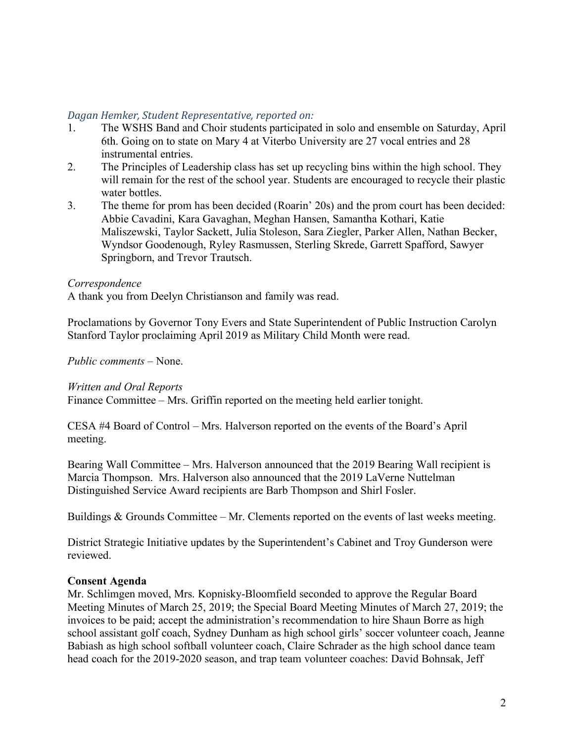*Dagan Hemker, Student Representative, reported on:*

1. The WSHS Band and Choir students participated in solo and ensemble on Saturday, April 6th. Going on to state on Mary 4 at Viterbo University are 27 vocal entries and 28 instrumental entries.
2. The Principles of Leadership class has set up recycling bins within the high school. They will remain for the rest of the school year. Students are encouraged to recycle their plastic water bottles.
3. The theme for prom has been decided (Roarin' 20s) and the prom court has been decided: Abbie Cavadini, Kara Gavaghan, Meghan Hansen, Samantha Kothari, Katie Maliszewski, Taylor Sackett, Julia Stoleson, Sara Ziegler, Parker Allen, Nathan Becker, Wyndsor Goodenough, Ryley Rasmussen, Sterling Skrede, Garrett Spafford, Sawyer Springborn, and Trevor Trautsch.

*Correspondence*

A thank you from Deelyn Christianson and family was read.

Proclamations by Governor Tony Evers and State Superintendent of Public Instruction Carolyn Stanford Taylor proclaiming April 2019 as Military Child Month were read.

*Public comments* – None.

*Written and Oral Reports*

Finance Committee – Mrs. Griffin reported on the meeting held earlier tonight.

CESA #4 Board of Control – Mrs. Halverson reported on the events of the Board's April meeting.

Bearing Wall Committee – Mrs. Halverson announced that the 2019 Bearing Wall recipient is Marcia Thompson. Mrs. Halverson also announced that the 2019 LaVerne Nuttelman Distinguished Service Award recipients are Barb Thompson and Shirl Fosler.

Buildings & Grounds Committee – Mr. Clements reported on the events of last weeks meeting.

District Strategic Initiative updates by the Superintendent's Cabinet and Troy Gunderson were reviewed.

**Consent Agenda**

Mr. Schlimgen moved, Mrs. Kopnisky-Bloomfield seconded to approve the Regular Board Meeting Minutes of March 25, 2019; the Special Board Meeting Minutes of March 27, 2019; the invoices to be paid; accept the administration's recommendation to hire Shaun Borre as high school assistant golf coach, Sydney Dunham as high school girls' soccer volunteer coach, Jeanne Babiash as high school softball volunteer coach, Claire Schrader as the high school dance team head coach for the 2019-2020 season, and trap team volunteer coaches: David Bohnsak, Jeff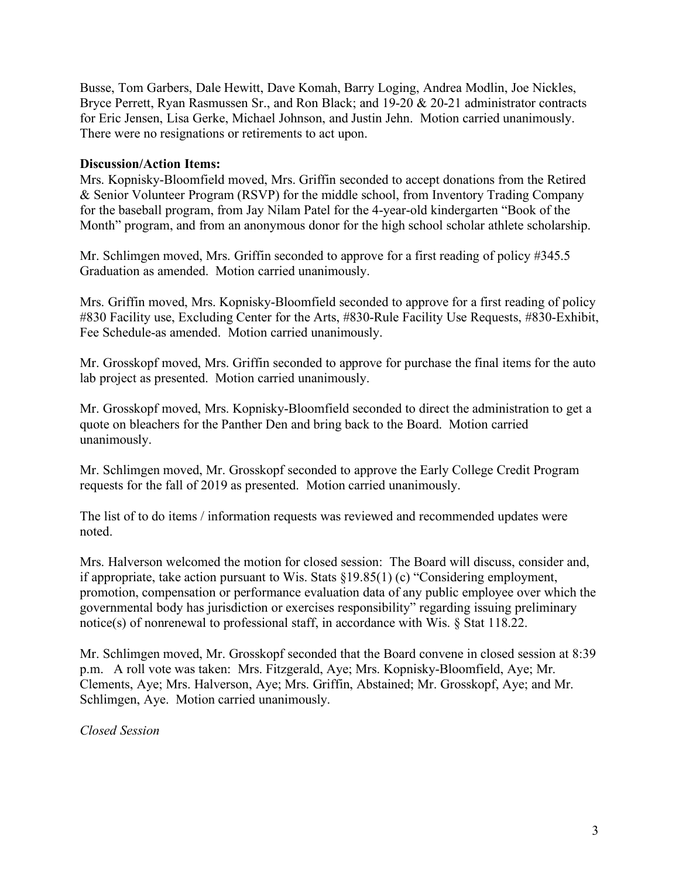Busse, Tom Garbers, Dale Hewitt, Dave Komah, Barry Loging, Andrea Modlin, Joe Nickles, Bryce Perrett, Ryan Rasmussen Sr., and Ron Black; and 19-20 & 20-21 administrator contracts for Eric Jensen, Lisa Gerke, Michael Johnson, and Justin Jehn. Motion carried unanimously. There were no resignations or retirements to act upon.

**Discussion/Action Items:**

Mrs. Kopnisky-Bloomfield moved, Mrs. Griffin seconded to accept donations from the Retired & Senior Volunteer Program (RSVP) for the middle school, from Inventory Trading Company for the baseball program, from Jay Nilam Patel for the 4-year-old kindergarten "Book of the Month" program, and from an anonymous donor for the high school scholar athlete scholarship.

Mr. Schlimgen moved, Mrs. Griffin seconded to approve for a first reading of policy #345.5 Graduation as amended. Motion carried unanimously.

Mrs. Griffin moved, Mrs. Kopnisky-Bloomfield seconded to approve for a first reading of policy #830 Facility use, Excluding Center for the Arts, #830-Rule Facility Use Requests, #830-Exhibit, Fee Schedule-as amended. Motion carried unanimously.

Mr. Grosskopf moved, Mrs. Griffin seconded to approve for purchase the final items for the auto lab project as presented. Motion carried unanimously.

Mr. Grosskopf moved, Mrs. Kopnisky-Bloomfield seconded to direct the administration to get a quote on bleachers for the Panther Den and bring back to the Board. Motion carried unanimously.

Mr. Schlimgen moved, Mr. Grosskopf seconded to approve the Early College Credit Program requests for the fall of 2019 as presented. Motion carried unanimously.

The list of to do items / information requests was reviewed and recommended updates were noted.

Mrs. Halverson welcomed the motion for closed session: The Board will discuss, consider and, if appropriate, take action pursuant to Wis. Stats §19.85(1) (c) "Considering employment, promotion, compensation or performance evaluation data of any public employee over which the governmental body has jurisdiction or exercises responsibility" regarding issuing preliminary notice(s) of nonrenewal to professional staff, in accordance with Wis. § Stat 118.22.

Mr. Schlimgen moved, Mr. Grosskopf seconded that the Board convene in closed session at 8:39 p.m. A roll vote was taken: Mrs. Fitzgerald, Aye; Mrs. Kopnisky-Bloomfield, Aye; Mr. Clements, Aye; Mrs. Halverson, Aye; Mrs. Griffin, Abstained; Mr. Grosskopf, Aye; and Mr. Schlimgen, Aye. Motion carried unanimously.

*Closed Session*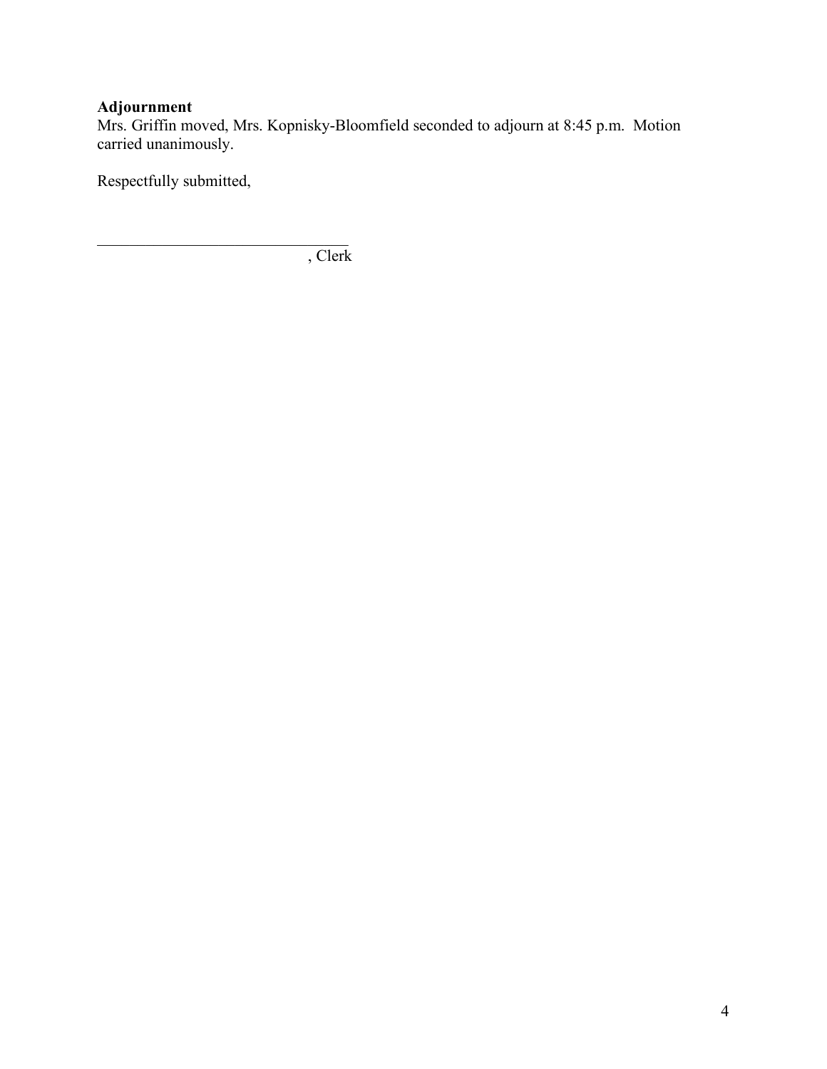**Adjournment**
Mrs. Griffin moved, Mrs. Kopnisky-Bloomfield seconded to adjourn at 8:45 p.m. Motion carried unanimously.

Respectfully submitted,

\_\_\_\_\_\_\_\_\_\_\_\_\_\_\_\_\_\_\_\_\_\_\_\_\_\_\_\_\_\_\_\_, Clerk